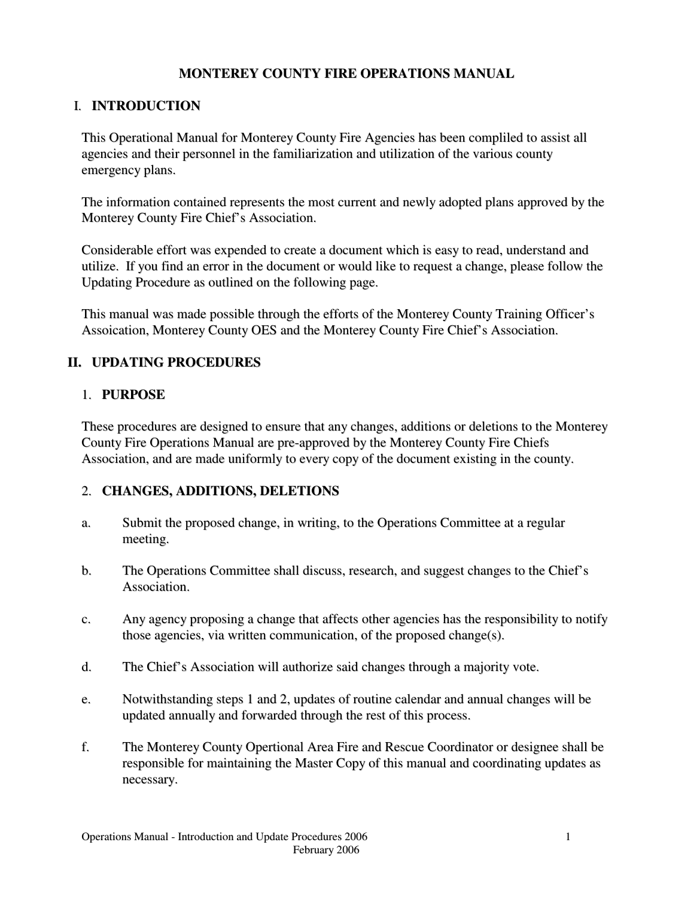# MONTEREY COUNTY FIRE OPERATIONS MANUAL

## I. INTRODUCTION

This Operational Manual for Monterey County Fire Agencies has been compliled to assist all agencies and their personnel in the familiarization and utilization of the various county emergency plans.

The information contained represents the most current and newly adopted plans approved by the Monterey County Fire Chief's Association.

Considerable effort was expended to create a document which is easy to read, understand and utilize. If you find an error in the document or would like to request a change, please follow the Updating Procedure as outlined on the following page.

This manual was made possible through the efforts of the Monterey County Training Officer's Assoication, Monterey County OES and the Monterey County Fire Chief's Association.

## II. UPDATING PROCEDURES

### 1. PURPOSE

These procedures are designed to ensure that any changes, additions or deletions to the Monterey County Fire Operations Manual are pre-approved by the Monterey County Fire Chiefs Association, and are made uniformly to every copy of the document existing in the county.

### 2. CHANGES, ADDITIONS, DELETIONS

a. Submit the proposed change, in writing, to the Operations Committee at a regular meeting.

b. The Operations Committee shall discuss, research, and suggest changes to the Chief's Association.

c. Any agency proposing a change that affects other agencies has the responsibility to notify those agencies, via written communication, of the proposed change(s).

d. The Chief's Association will authorize said changes through a majority vote.

e. Notwithstanding steps 1 and 2, updates of routine calendar and annual changes will be updated annually and forwarded through the rest of this process.

f. The Monterey County Opertional Area Fire and Rescue Coordinator or designee shall be responsible for maintaining the Master Copy of this manual and coordinating updates as necessary.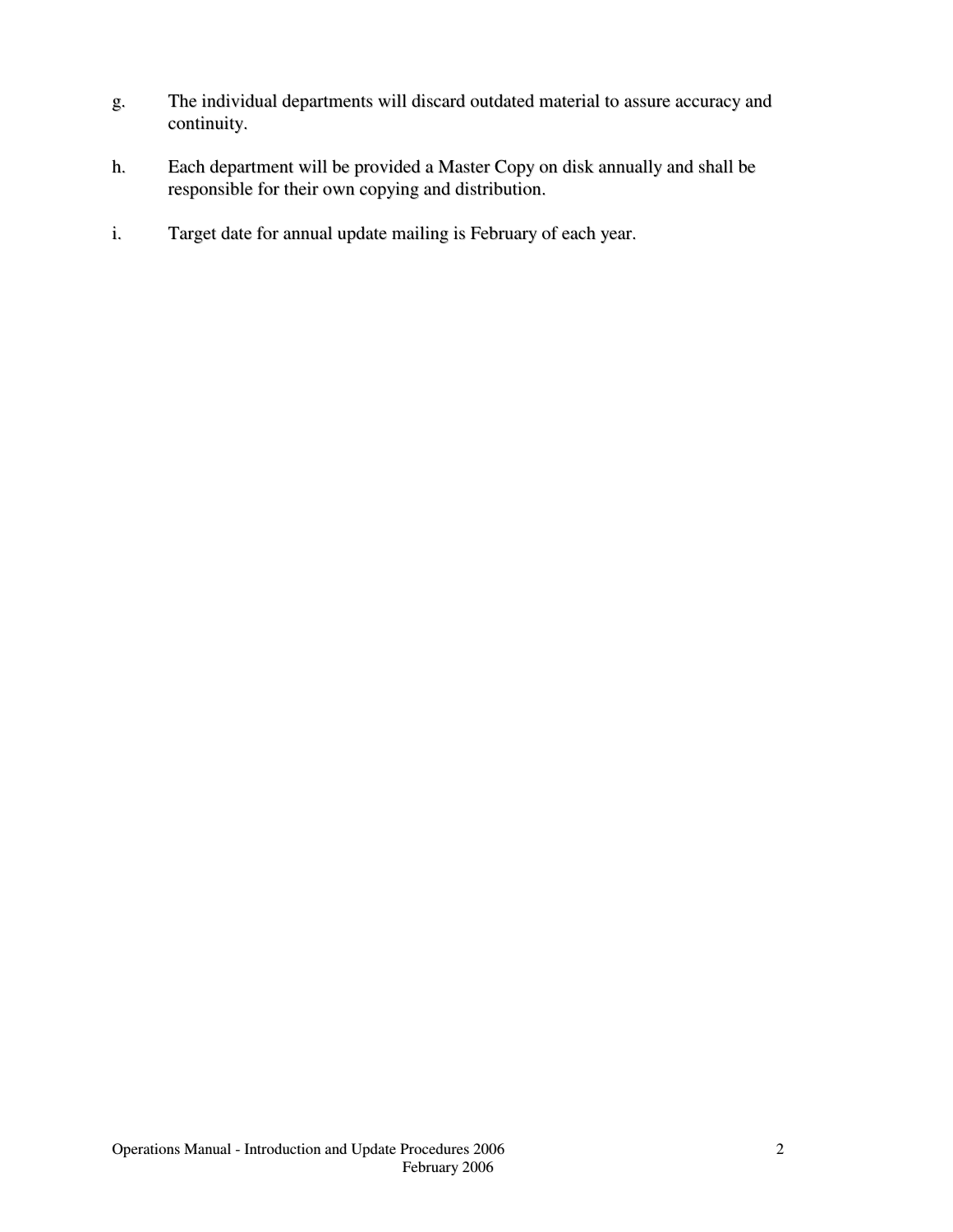g. The individual departments will discard outdated material to assure accuracy and continuity.

h. Each department will be provided a Master Copy on disk annually and shall be responsible for their own copying and distribution.

i. Target date for annual update mailing is February of each year.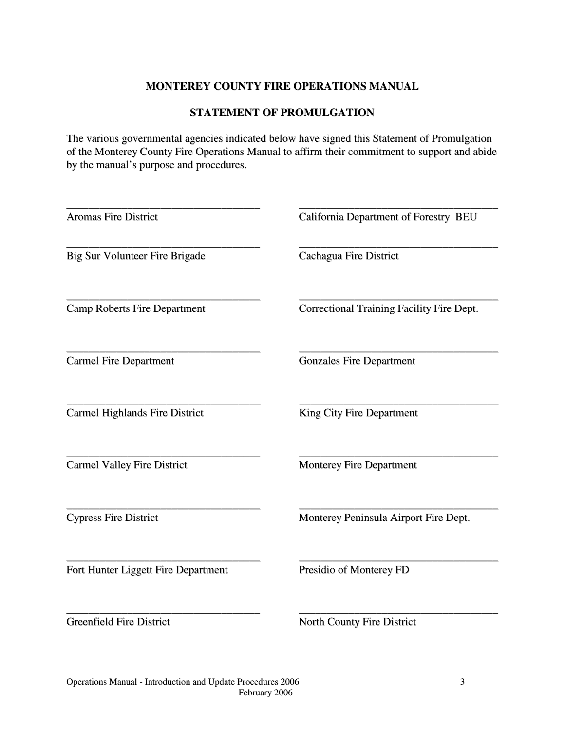## MONTEREY COUNTY FIRE OPERATIONS MANUAL

## STATEMENT OF PROMULGATION

The various governmental agencies indicated below have signed this Statement of Promulgation of the Monterey County Fire Operations Manual to affirm their commitment to support and abide by the manual's purpose and procedures.

| | |
|---|---|
| ___________________________________ | ___________________________________ |
| Aromas Fire District | California Department of Forestry BEU |
| ___________________________________ | ___________________________________ |
| Big Sur Volunteer Fire Brigade | Cachagua Fire District |
| ___________________________________ | ___________________________________ |
| Camp Roberts Fire Department | Correctional Training Facility Fire Dept. |
| ___________________________________ | ___________________________________ |
| Carmel Fire Department | Gonzales Fire Department |
| ___________________________________ | ___________________________________ |
| Carmel Highlands Fire District | King City Fire Department |
| ___________________________________ | ___________________________________ |
| Carmel Valley Fire District | Monterey Fire Department |
| ___________________________________ | ___________________________________ |
| Cypress Fire District | Monterey Peninsula Airport Fire Dept. |
| ___________________________________ | ___________________________________ |
| Fort Hunter Liggett Fire Department | Presidio of Monterey FD |
| ___________________________________ | ___________________________________ |
| Greenfield Fire District | North County Fire District |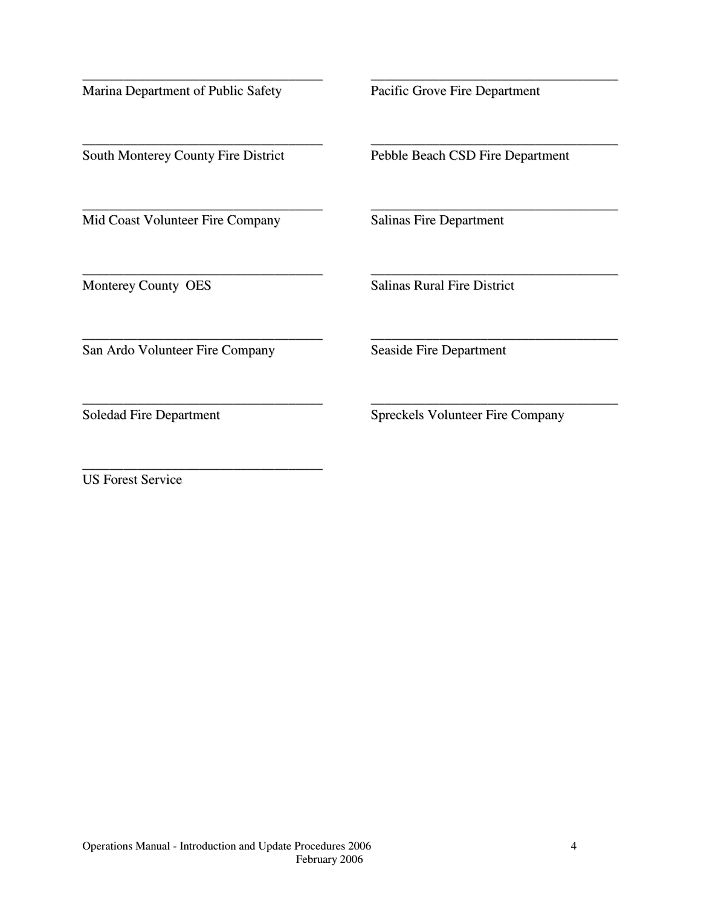\_\_\_\_\_\_\_\_\_\_\_\_\_\_\_\_\_\_\_\_\_\_\_\_\_\_\_\_\_\_\_\_\_\_\_
Marina Department of Public Safety

\_\_\_\_\_\_\_\_\_\_\_\_\_\_\_\_\_\_\_\_\_\_\_\_\_\_\_\_\_\_\_\_\_\_\_
South Monterey County Fire District

\_\_\_\_\_\_\_\_\_\_\_\_\_\_\_\_\_\_\_\_\_\_\_\_\_\_\_\_\_\_\_\_\_\_\_
Mid Coast Volunteer Fire Company

\_\_\_\_\_\_\_\_\_\_\_\_\_\_\_\_\_\_\_\_\_\_\_\_\_\_\_\_\_\_\_\_\_\_\_
Monterey County OES

\_\_\_\_\_\_\_\_\_\_\_\_\_\_\_\_\_\_\_\_\_\_\_\_\_\_\_\_\_\_\_\_\_\_\_
San Ardo Volunteer Fire Company

\_\_\_\_\_\_\_\_\_\_\_\_\_\_\_\_\_\_\_\_\_\_\_\_\_\_\_\_\_\_\_\_\_\_\_
Soledad Fire Department

\_\_\_\_\_\_\_\_\_\_\_\_\_\_\_\_\_\_\_\_\_\_\_\_\_\_\_\_\_\_\_\_\_\_\_
US Forest Service

\_\_\_\_\_\_\_\_\_\_\_\_\_\_\_\_\_\_\_\_\_\_\_\_\_\_\_\_\_\_\_\_\_\_\_
Pacific Grove Fire Department

\_\_\_\_\_\_\_\_\_\_\_\_\_\_\_\_\_\_\_\_\_\_\_\_\_\_\_\_\_\_\_\_\_\_\_
Pebble Beach CSD Fire Department

\_\_\_\_\_\_\_\_\_\_\_\_\_\_\_\_\_\_\_\_\_\_\_\_\_\_\_\_\_\_\_\_\_\_\_
Salinas Fire Department

\_\_\_\_\_\_\_\_\_\_\_\_\_\_\_\_\_\_\_\_\_\_\_\_\_\_\_\_\_\_\_\_\_\_\_
Salinas Rural Fire District

\_\_\_\_\_\_\_\_\_\_\_\_\_\_\_\_\_\_\_\_\_\_\_\_\_\_\_\_\_\_\_\_\_\_\_
Seaside Fire Department

\_\_\_\_\_\_\_\_\_\_\_\_\_\_\_\_\_\_\_\_\_\_\_\_\_\_\_\_\_\_\_\_\_\_\_
Spreckels Volunteer Fire Company